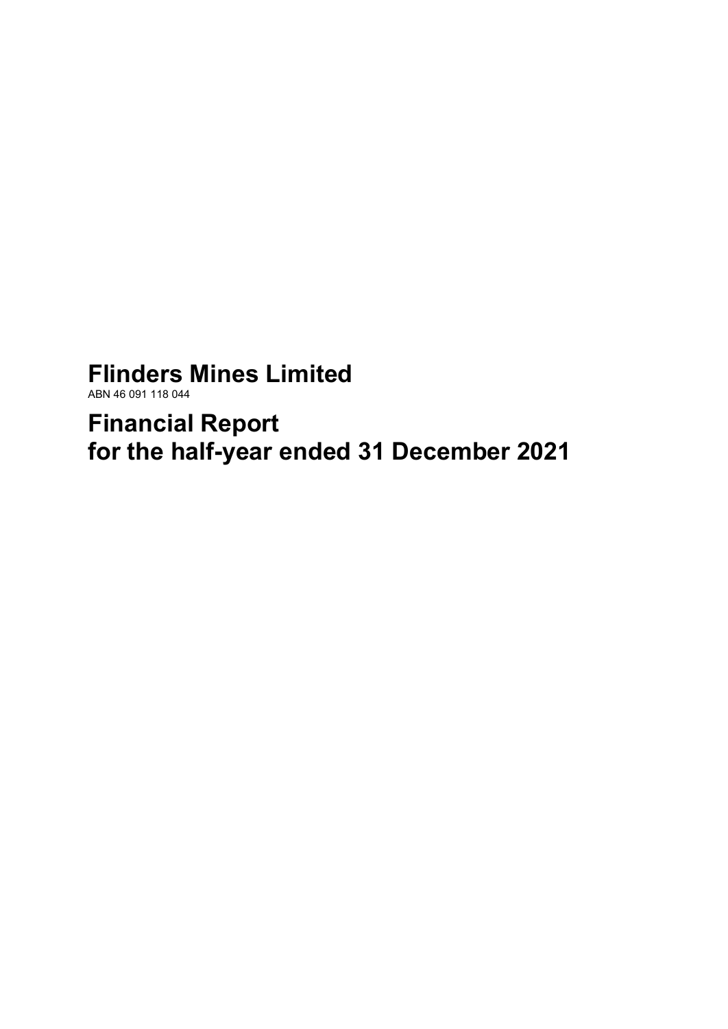# Flinders Mines Limited

ABN 46 091 118 044

# Financial Report
# for the half-year ended 31 December 2021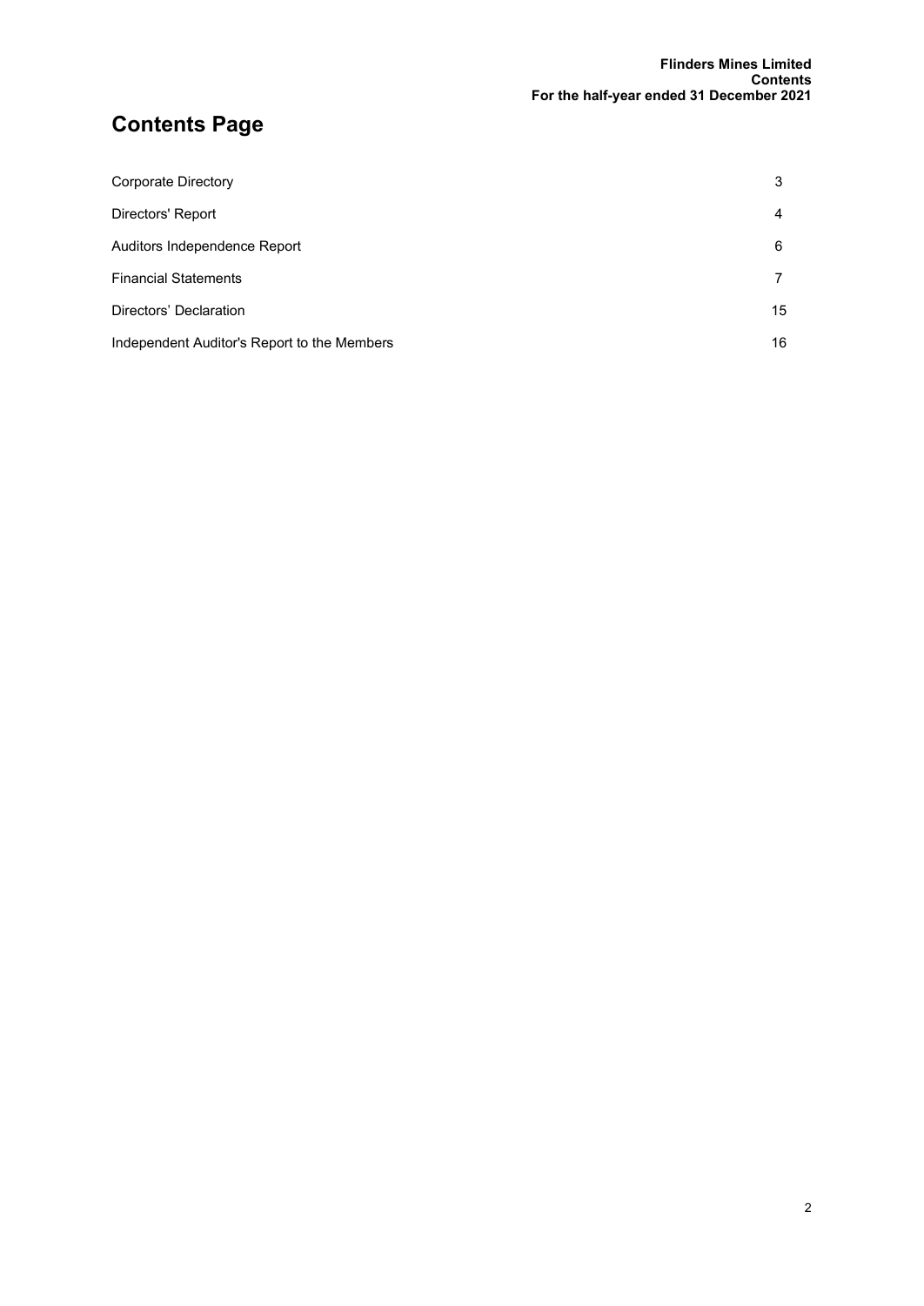# Contents Page

| | |
|---|---|
| Corporate Directory | 3 |
| Directors' Report | 4 |
| Auditors Independence Report | 6 |
| Financial Statements | 7 |
| Directors' Declaration | 15 |
| Independent Auditor's Report to the Members | 16 |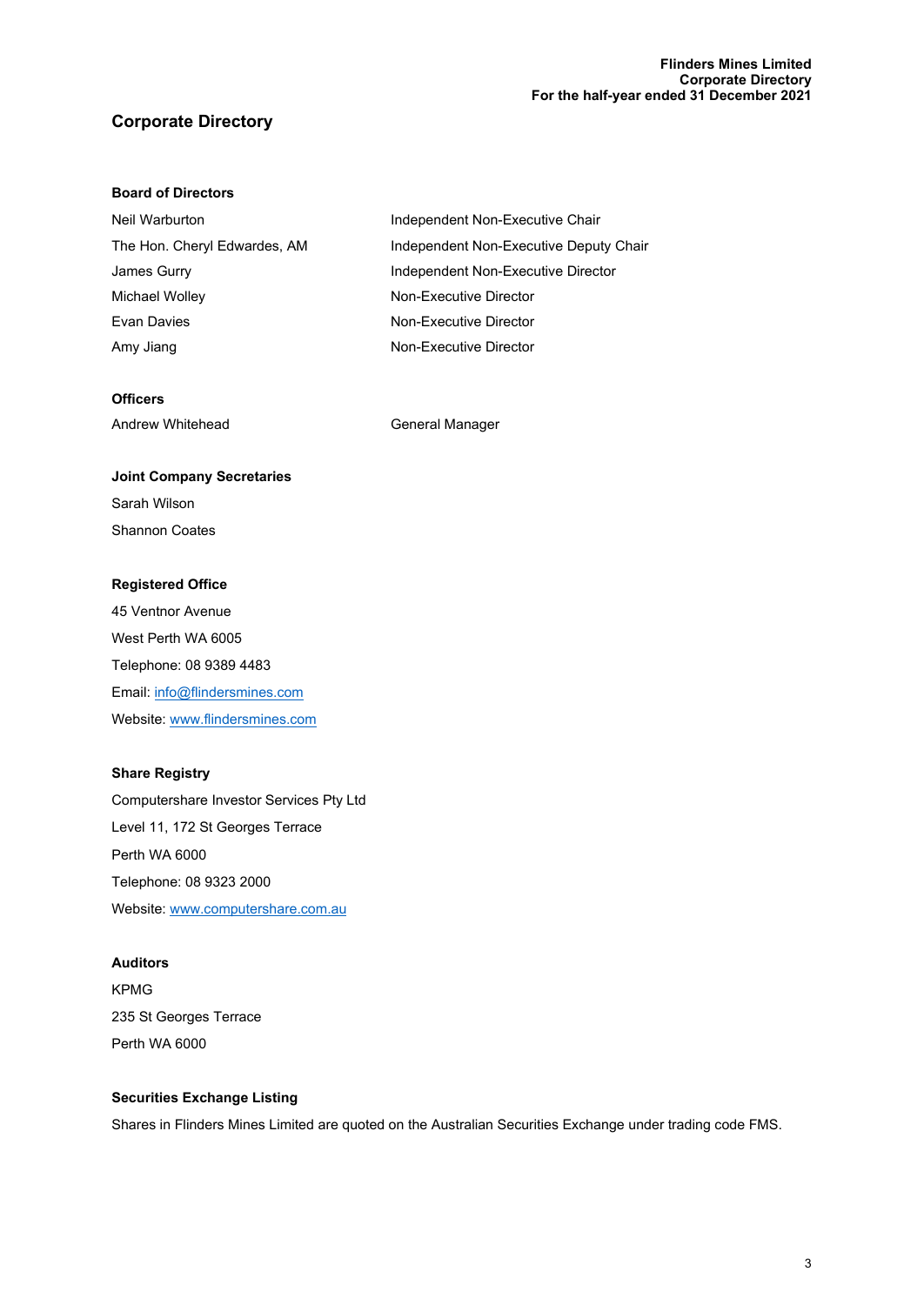# Corporate Directory

### Board of Directors

| | |
|---|---|
| Neil Warburton | Independent Non-Executive Chair |
| The Hon. Cheryl Edwardes, AM | Independent Non-Executive Deputy Chair |
| James Gurry | Independent Non-Executive Director |
| Michael Wolley | Non-Executive Director |
| Evan Davies | Non-Executive Director |
| Amy Jiang | Non-Executive Director |

### Officers

| | |
|---|---|
| Andrew Whitehead | General Manager |

### Joint Company Secretaries

Sarah Wilson

Shannon Coates

### Registered Office

45 Ventnor Avenue

West Perth WA 6005

Telephone: 08 9389 4483

Email: info@flindersmines.com

Website: www.flindersmines.com

### Share Registry

Computershare Investor Services Pty Ltd

Level 11, 172 St Georges Terrace

Perth WA 6000

Telephone: 08 9323 2000

Website: www.computershare.com.au

### Auditors

KPMG

235 St Georges Terrace

Perth WA 6000

### Securities Exchange Listing

Shares in Flinders Mines Limited are quoted on the Australian Securities Exchange under trading code FMS.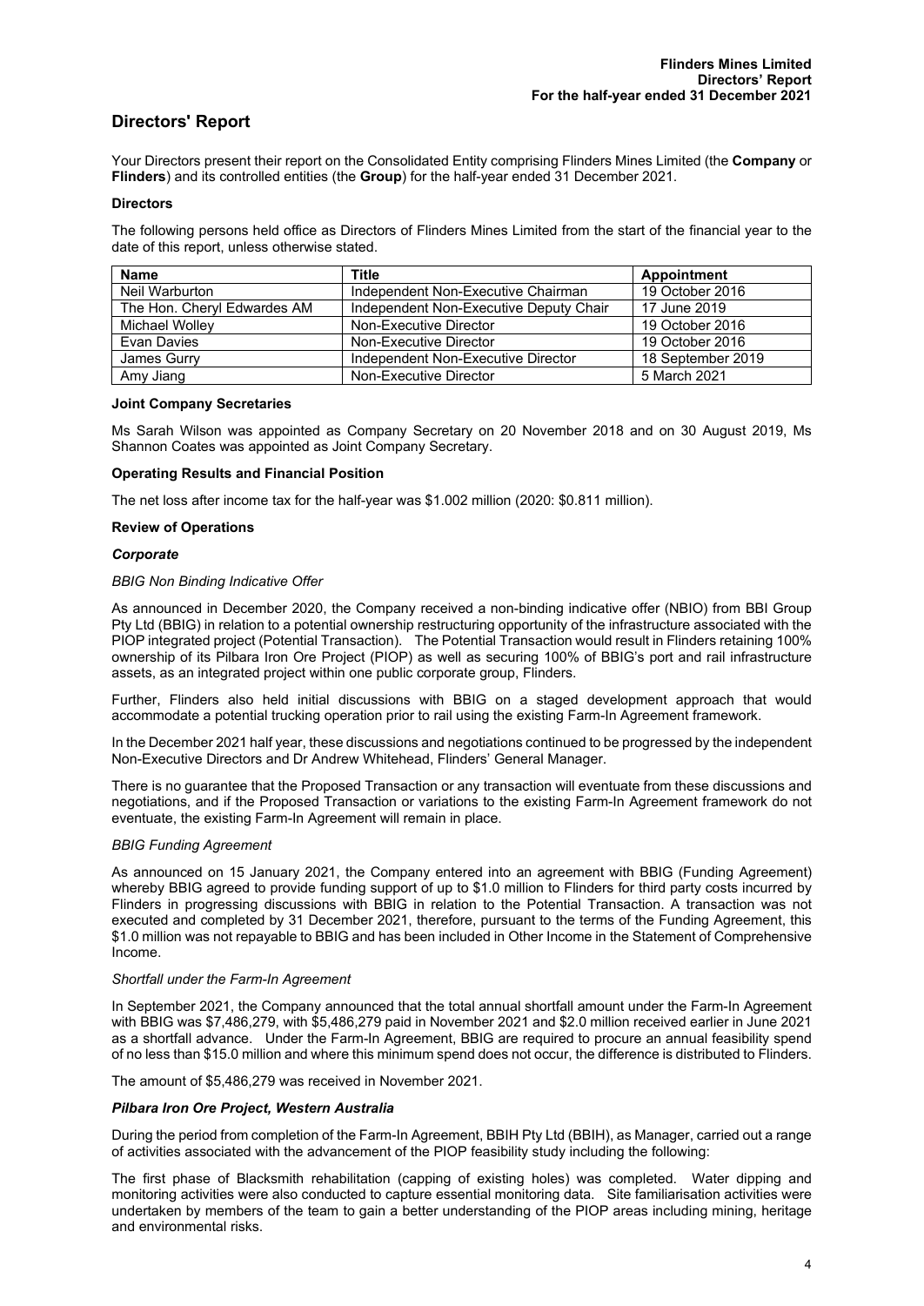# Directors' Report

Your Directors present their report on the Consolidated Entity comprising Flinders Mines Limited (the **Company** or **Flinders**) and its controlled entities (the **Group**) for the half-year ended 31 December 2021.

### Directors

The following persons held office as Directors of Flinders Mines Limited from the start of the financial year to the date of this report, unless otherwise stated.

| Name | Title | Appointment |
|---|---|---|
| Neil Warburton | Independent Non-Executive Chairman | 19 October 2016 |
| The Hon. Cheryl Edwardes AM | Independent Non-Executive Deputy Chair | 17 June 2019 |
| Michael Wolley | Non-Executive Director | 19 October 2016 |
| Evan Davies | Non-Executive Director | 19 October 2016 |
| James Gurry | Independent Non-Executive Director | 18 September 2019 |
| Amy Jiang | Non-Executive Director | 5 March 2021 |

### Joint Company Secretaries

Ms Sarah Wilson was appointed as Company Secretary on 20 November 2018 and on 30 August 2019, Ms Shannon Coates was appointed as Joint Company Secretary.

### Operating Results and Financial Position

The net loss after income tax for the half-year was $1.002 million (2020: $0.811 million).

### Review of Operations

#### *Corporate*

*BBIG Non Binding Indicative Offer*

As announced in December 2020, the Company received a non-binding indicative offer (NBIO) from BBI Group Pty Ltd (BBIG) in relation to a potential ownership restructuring opportunity of the infrastructure associated with the PIOP integrated project (Potential Transaction). The Potential Transaction would result in Flinders retaining 100% ownership of its Pilbara Iron Ore Project (PIOP) as well as securing 100% of BBIG's port and rail infrastructure assets, as an integrated project within one public corporate group, Flinders.

Further, Flinders also held initial discussions with BBIG on a staged development approach that would accommodate a potential trucking operation prior to rail using the existing Farm-In Agreement framework.

In the December 2021 half year, these discussions and negotiations continued to be progressed by the independent Non-Executive Directors and Dr Andrew Whitehead, Flinders' General Manager.

There is no guarantee that the Proposed Transaction or any transaction will eventuate from these discussions and negotiations, and if the Proposed Transaction or variations to the existing Farm-In Agreement framework do not eventuate, the existing Farm-In Agreement will remain in place.

*BBIG Funding Agreement*

As announced on 15 January 2021, the Company entered into an agreement with BBIG (Funding Agreement) whereby BBIG agreed to provide funding support of up to $1.0 million to Flinders for third party costs incurred by Flinders in progressing discussions with BBIG in relation to the Potential Transaction. A transaction was not executed and completed by 31 December 2021, therefore, pursuant to the terms of the Funding Agreement, this $1.0 million was not repayable to BBIG and has been included in Other Income in the Statement of Comprehensive Income.

*Shortfall under the Farm-In Agreement*

In September 2021, the Company announced that the total annual shortfall amount under the Farm-In Agreement with BBIG was $7,486,279, with $5,486,279 paid in November 2021 and $2.0 million received earlier in June 2021 as a shortfall advance. Under the Farm-In Agreement, BBIG are required to procure an annual feasibility spend of no less than $15.0 million and where this minimum spend does not occur, the difference is distributed to Flinders.

The amount of $5,486,279 was received in November 2021.

#### *Pilbara Iron Ore Project, Western Australia*

During the period from completion of the Farm-In Agreement, BBIH Pty Ltd (BBIH), as Manager, carried out a range of activities associated with the advancement of the PIOP feasibility study including the following:

The first phase of Blacksmith rehabilitation (capping of existing holes) was completed. Water dipping and monitoring activities were also conducted to capture essential monitoring data. Site familiarisation activities were undertaken by members of the team to gain a better understanding of the PIOP areas including mining, heritage and environmental risks.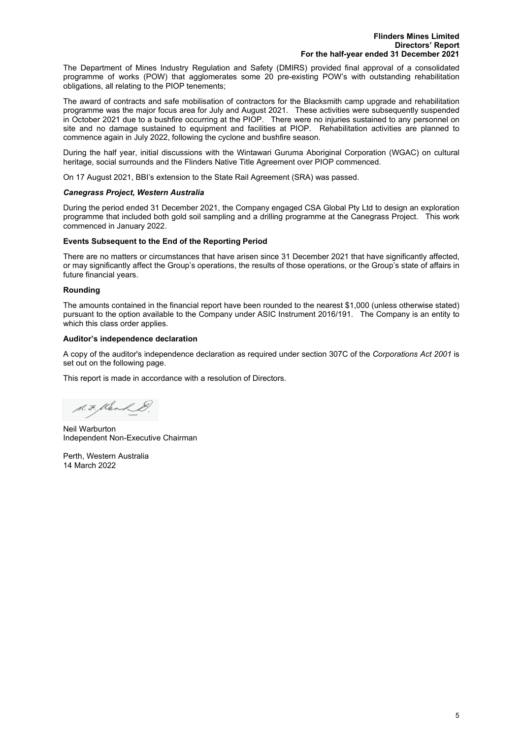The Department of Mines Industry Regulation and Safety (DMIRS) provided final approval of a consolidated programme of works (POW) that agglomerates some 20 pre-existing POW's with outstanding rehabilitation obligations, all relating to the PIOP tenements;

The award of contracts and safe mobilisation of contractors for the Blacksmith camp upgrade and rehabilitation programme was the major focus area for July and August 2021. These activities were subsequently suspended in October 2021 due to a bushfire occurring at the PIOP. There were no injuries sustained to any personnel on site and no damage sustained to equipment and facilities at PIOP. Rehabilitation activities are planned to commence again in July 2022, following the cyclone and bushfire season.

During the half year, initial discussions with the Wintawari Guruma Aboriginal Corporation (WGAC) on cultural heritage, social surrounds and the Flinders Native Title Agreement over PIOP commenced.

On 17 August 2021, BBI's extension to the State Rail Agreement (SRA) was passed.

### *Canegrass Project, Western Australia*

During the period ended 31 December 2021, the Company engaged CSA Global Pty Ltd to design an exploration programme that included both gold soil sampling and a drilling programme at the Canegrass Project. This work commenced in January 2022.

### Events Subsequent to the End of the Reporting Period

There are no matters or circumstances that have arisen since 31 December 2021 that have significantly affected, or may significantly affect the Group's operations, the results of those operations, or the Group's state of affairs in future financial years.

### Rounding

The amounts contained in the financial report have been rounded to the nearest $1,000 (unless otherwise stated) pursuant to the option available to the Company under ASIC Instrument 2016/191. The Company is an entity to which this class order applies.

### Auditor's independence declaration

A copy of the auditor's independence declaration as required under section 307C of the *Corporations Act 2001* is set out on the following page.

This report is made in accordance with a resolution of Directors.

Neil Warburton
Independent Non-Executive Chairman

Perth, Western Australia
14 March 2022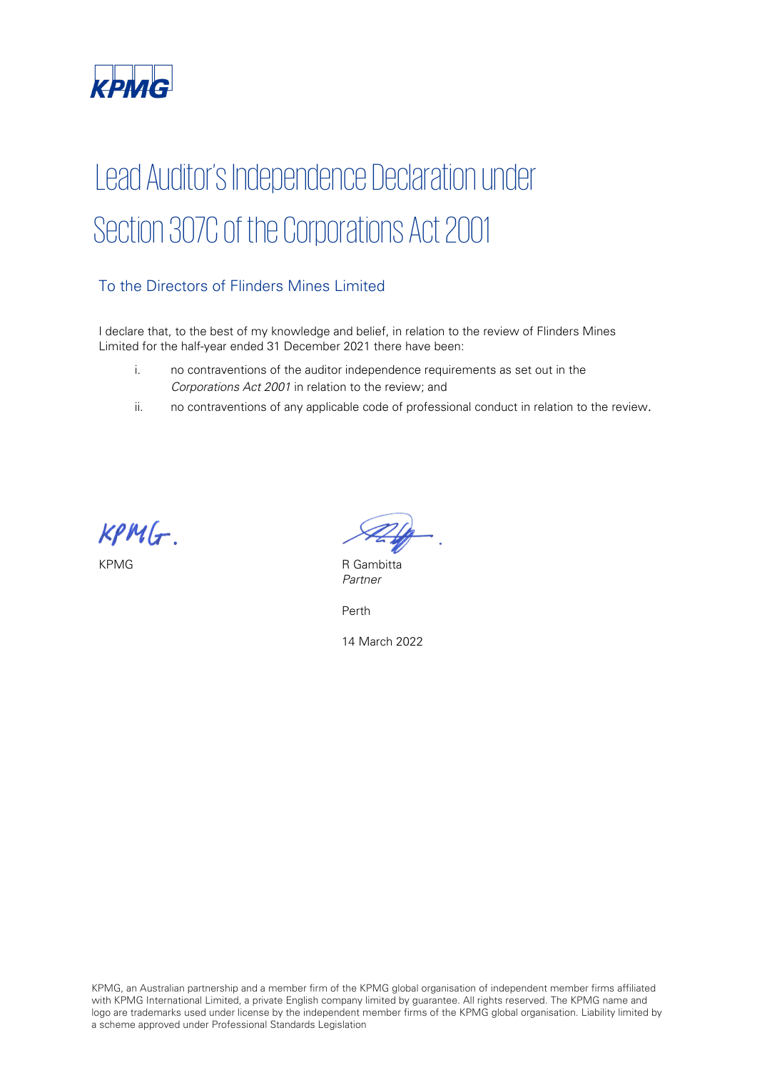KPMG

# Lead Auditor's Independence Declaration under Section 307C of the Corporations Act 2001

## To the Directors of Flinders Mines Limited

I declare that, to the best of my knowledge and belief, in relation to the review of Flinders Mines Limited for the half-year ended 31 December 2021 there have been:

i. no contraventions of the auditor independence requirements as set out in the *Corporations Act 2001* in relation to the review; and

ii. no contraventions of any applicable code of professional conduct in relation to the review.

KPMG

R Gambitta
*Partner*

Perth

14 March 2022

KPMG, an Australian partnership and a member firm of the KPMG global organisation of independent member firms affiliated with KPMG International Limited, a private English company limited by guarantee. All rights reserved. The KPMG name and logo are trademarks used under license by the independent member firms of the KPMG global organisation. Liability limited by a scheme approved under Professional Standards Legislation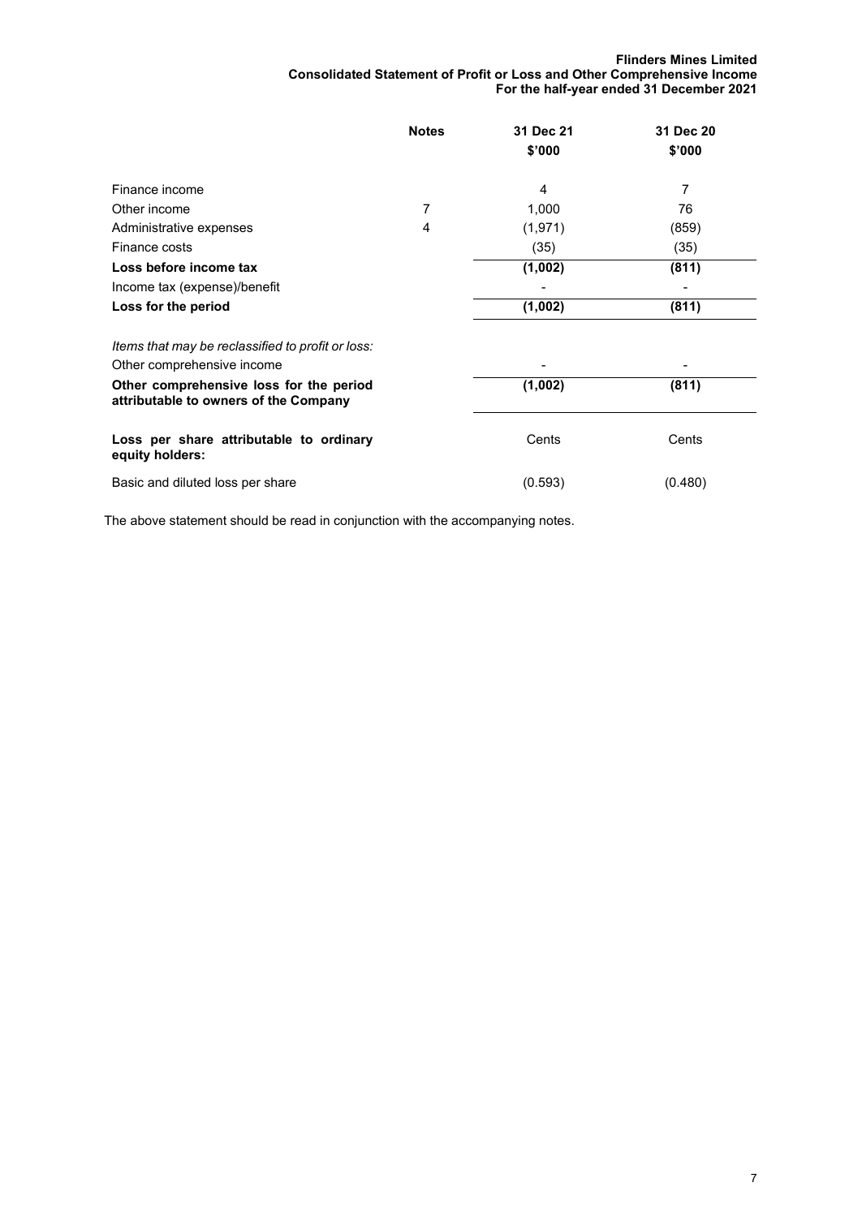**Flinders Mines Limited**
**Consolidated Statement of Profit or Loss and Other Comprehensive Income**
**For the half-year ended 31 December 2021**

| | Notes | 31 Dec 21<br>$'000 | 31 Dec 20<br>$'000 |
|---|---|---|---|
| Finance income | | 4 | 7 |
| Other income | 7 | 1,000 | 76 |
| Administrative expenses | 4 | (1,971) | (859) |
| Finance costs | | (35) | (35) |
| **Loss before income tax** | | **(1,002)** | **(811)** |
| Income tax (expense)/benefit | | - | - |
| **Loss for the period** | | **(1,002)** | **(811)** |
| *Items that may be reclassified to profit or loss:* | | | |
| Other comprehensive income | | - | - |
| **Other comprehensive loss for the period attributable to owners of the Company** | | **(1,002)** | **(811)** |
| **Loss per share attributable to ordinary equity holders:** | | Cents | Cents |
| Basic and diluted loss per share | | (0.593) | (0.480) |

The above statement should be read in conjunction with the accompanying notes.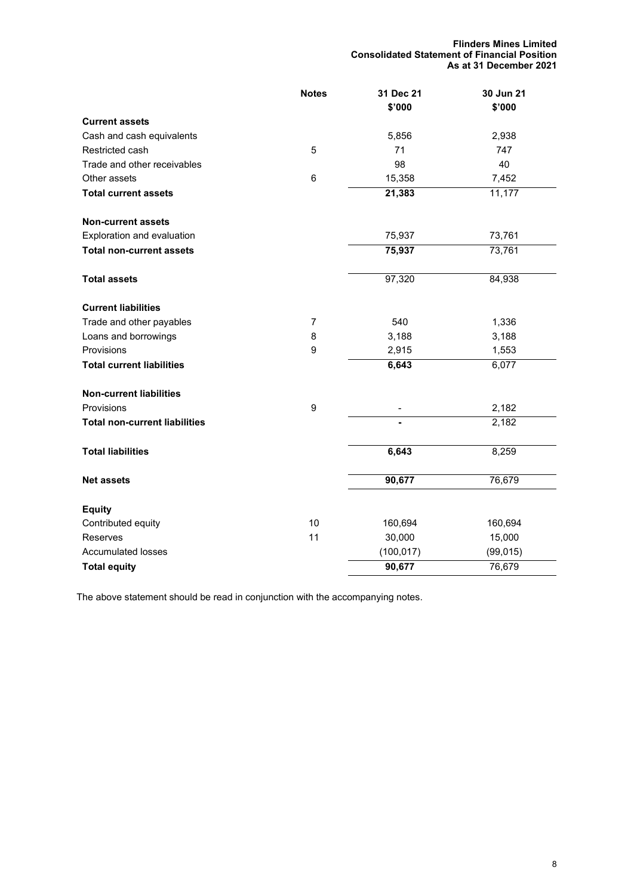**Flinders Mines Limited**
**Consolidated Statement of Financial Position**
**As at 31 December 2021**

| | Notes | 31 Dec 21<br>$'000 | 30 Jun 21<br>$'000 |
|---|---|---|---|
| **Current assets** | | | |
| Cash and cash equivalents | | 5,856 | 2,938 |
| Restricted cash | 5 | 71 | 747 |
| Trade and other receivables | | 98 | 40 |
| Other assets | 6 | 15,358 | 7,452 |
| **Total current assets** | | **21,383** | 11,177 |
| | | | |
| **Non-current assets** | | | |
| Exploration and evaluation | | 75,937 | 73,761 |
| **Total non-current assets** | | **75,937** | 73,761 |
| | | | |
| **Total assets** | | 97,320 | 84,938 |
| | | | |
| **Current liabilities** | | | |
| Trade and other payables | 7 | 540 | 1,336 |
| Loans and borrowings | 8 | 3,188 | 3,188 |
| Provisions | 9 | 2,915 | 1,553 |
| **Total current liabilities** | | **6,643** | 6,077 |
| | | | |
| **Non-current liabilities** | | | |
| Provisions | 9 | - | 2,182 |
| **Total non-current liabilities** | | **-** | 2,182 |
| | | | |
| **Total liabilities** | | **6,643** | 8,259 |
| | | | |
| **Net assets** | | **90,677** | 76,679 |
| | | | |
| **Equity** | | | |
| Contributed equity | 10 | 160,694 | 160,694 |
| Reserves | 11 | 30,000 | 15,000 |
| Accumulated losses | | (100,017) | (99,015) |
| **Total equity** | | **90,677** | 76,679 |

The above statement should be read in conjunction with the accompanying notes.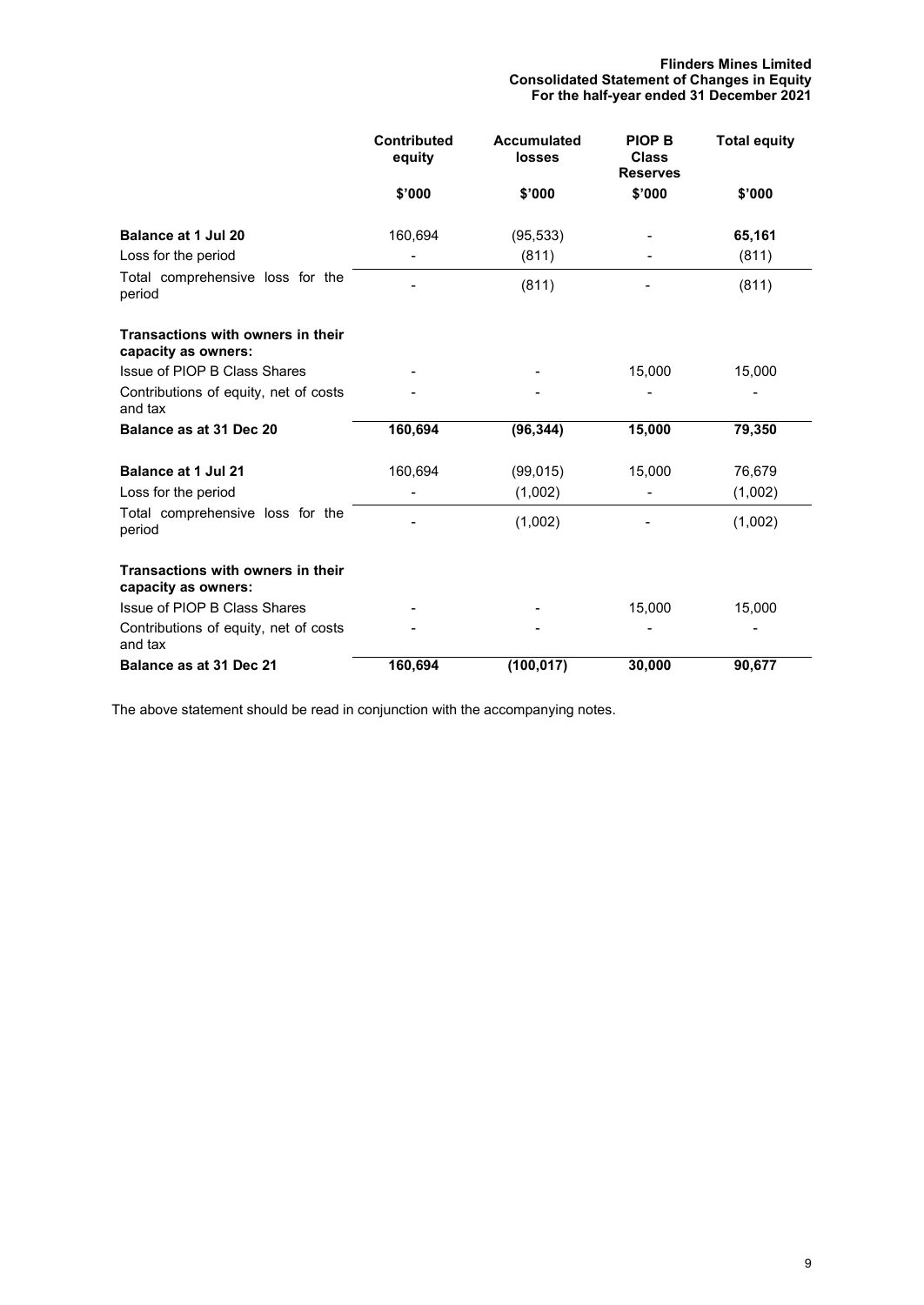**Flinders Mines Limited**
**Consolidated Statement of Changes in Equity**
**For the half-year ended 31 December 2021**

| | Contributed equity | Accumulated losses | PIOP B Class Reserves | Total equity |
|---|---|---|---|---|
| | $'000 | $'000 | $'000 | $'000 |
| **Balance at 1 Jul 20** | 160,694 | (95,533) | - | **65,161** |
| Loss for the period | - | (811) | - | (811) |
| Total comprehensive loss for the period | - | (811) | - | (811) |
| **Transactions with owners in their capacity as owners:** | | | | |
| Issue of PIOP B Class Shares | - | - | 15,000 | 15,000 |
| Contributions of equity, net of costs and tax | - | - | - | - |
| **Balance as at 31 Dec 20** | **160,694** | **(96,344)** | **15,000** | **79,350** |
| **Balance at 1 Jul 21** | 160,694 | (99,015) | 15,000 | 76,679 |
| Loss for the period | - | (1,002) | - | (1,002) |
| Total comprehensive loss for the period | - | (1,002) | - | (1,002) |
| **Transactions with owners in their capacity as owners:** | | | | |
| Issue of PIOP B Class Shares | - | - | 15,000 | 15,000 |
| Contributions of equity, net of costs and tax | - | - | - | - |
| **Balance as at 31 Dec 21** | **160,694** | **(100,017)** | **30,000** | **90,677** |

The above statement should be read in conjunction with the accompanying notes.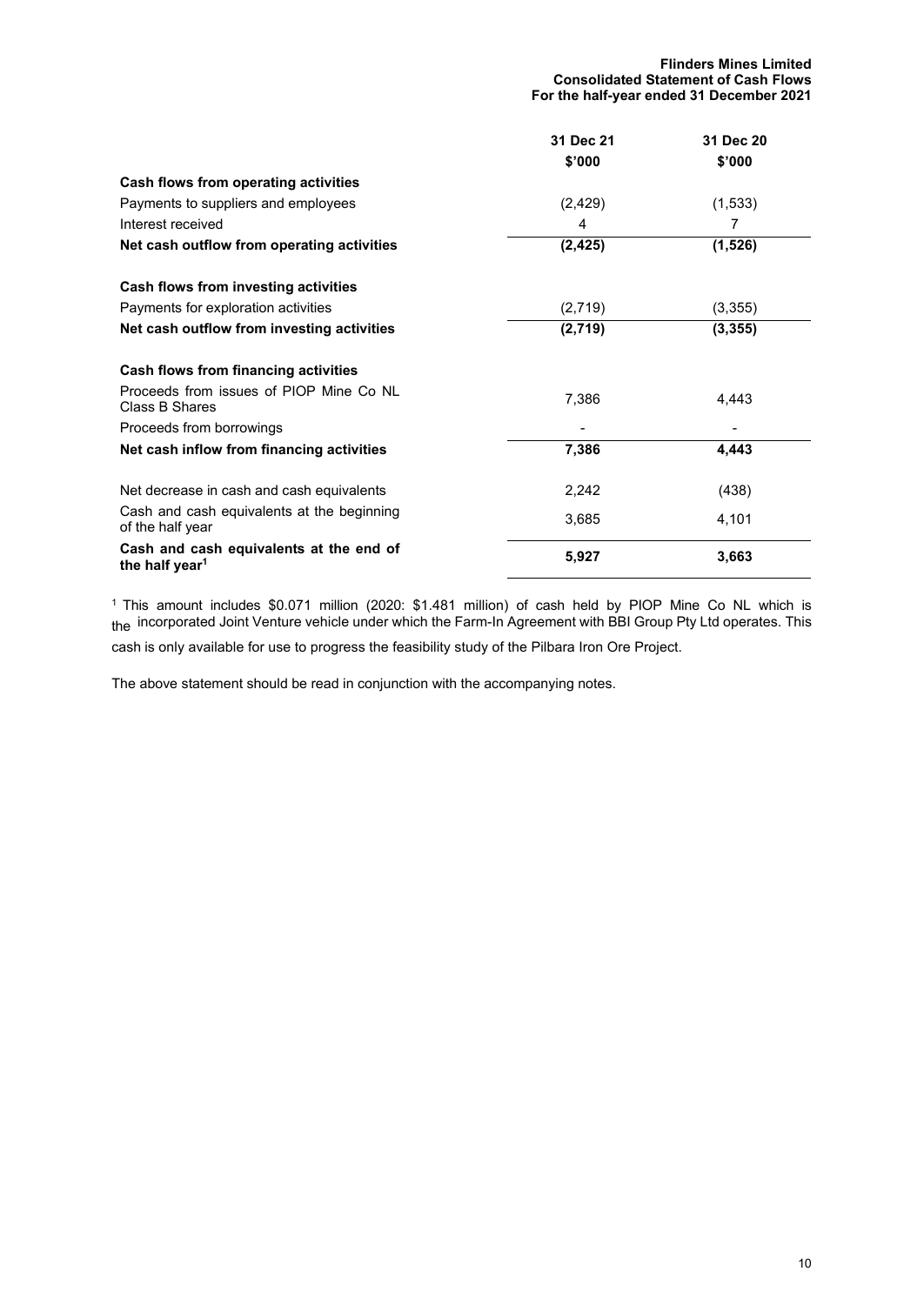**Flinders Mines Limited**
**Consolidated Statement of Cash Flows**
**For the half-year ended 31 December 2021**

| | 31 Dec 21 | 31 Dec 20 |
|---|---|---|
| | $'000 | $'000 |
| **Cash flows from operating activities** | | |
| Payments to suppliers and employees | (2,429) | (1,533) |
| Interest received | 4 | 7 |
| **Net cash outflow from operating activities** | **(2,425)** | **(1,526)** |
| | | |
| **Cash flows from investing activities** | | |
| Payments for exploration activities | (2,719) | (3,355) |
| **Net cash outflow from investing activities** | **(2,719)** | **(3,355)** |
| | | |
| **Cash flows from financing activities** | | |
| Proceeds from issues of PIOP Mine Co NL Class B Shares | 7,386 | 4,443 |
| Proceeds from borrowings | - | - |
| **Net cash inflow from financing activities** | **7,386** | **4,443** |
| | | |
| Net decrease in cash and cash equivalents | 2,242 | (438) |
| Cash and cash equivalents at the beginning of the half year | 3,685 | 4,101 |
| **Cash and cash equivalents at the end of the half year[1]** | **5,927** | **3,663** |

[1] This amount includes $0.071 million (2020: $1.481 million) of cash held by PIOP Mine Co NL which is the incorporated Joint Venture vehicle under which the Farm-In Agreement with BBI Group Pty Ltd operates. This cash is only available for use to progress the feasibility study of the Pilbara Iron Ore Project.

The above statement should be read in conjunction with the accompanying notes.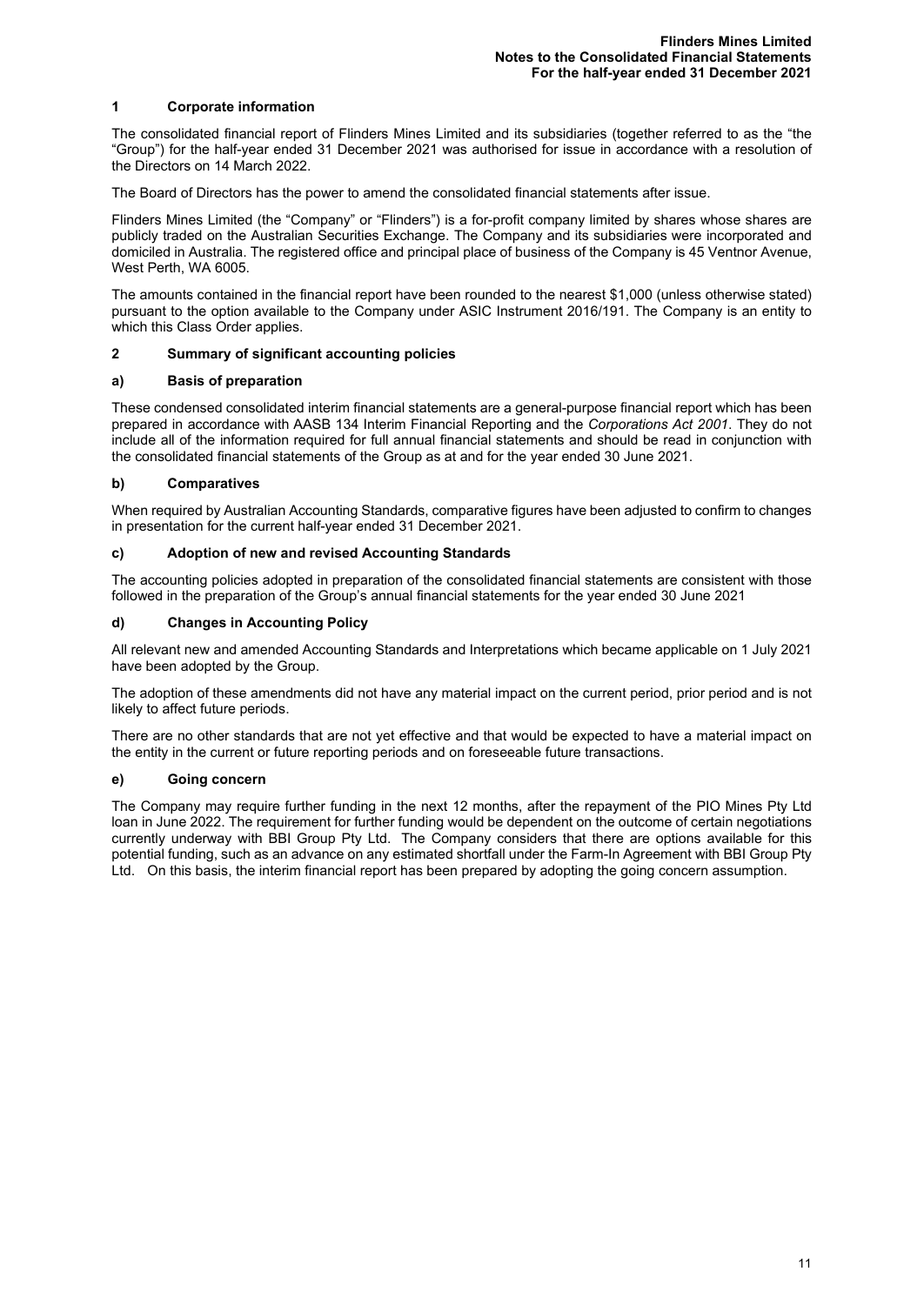## 1 Corporate information

The consolidated financial report of Flinders Mines Limited and its subsidiaries (together referred to as the "the "Group") for the half-year ended 31 December 2021 was authorised for issue in accordance with a resolution of the Directors on 14 March 2022.

The Board of Directors has the power to amend the consolidated financial statements after issue.

Flinders Mines Limited (the "Company" or "Flinders") is a for-profit company limited by shares whose shares are publicly traded on the Australian Securities Exchange. The Company and its subsidiaries were incorporated and domiciled in Australia. The registered office and principal place of business of the Company is 45 Ventnor Avenue, West Perth, WA 6005.

The amounts contained in the financial report have been rounded to the nearest $1,000 (unless otherwise stated) pursuant to the option available to the Company under ASIC Instrument 2016/191. The Company is an entity to which this Class Order applies.

## 2 Summary of significant accounting policies

### a) Basis of preparation

These condensed consolidated interim financial statements are a general-purpose financial report which has been prepared in accordance with AASB 134 Interim Financial Reporting and the *Corporations Act 2001*. They do not include all of the information required for full annual financial statements and should be read in conjunction with the consolidated financial statements of the Group as at and for the year ended 30 June 2021.

### b) Comparatives

When required by Australian Accounting Standards, comparative figures have been adjusted to confirm to changes in presentation for the current half-year ended 31 December 2021.

### c) Adoption of new and revised Accounting Standards

The accounting policies adopted in preparation of the consolidated financial statements are consistent with those followed in the preparation of the Group's annual financial statements for the year ended 30 June 2021

### d) Changes in Accounting Policy

All relevant new and amended Accounting Standards and Interpretations which became applicable on 1 July 2021 have been adopted by the Group.

The adoption of these amendments did not have any material impact on the current period, prior period and is not likely to affect future periods.

There are no other standards that are not yet effective and that would be expected to have a material impact on the entity in the current or future reporting periods and on foreseeable future transactions.

### e) Going concern

The Company may require further funding in the next 12 months, after the repayment of the PIO Mines Pty Ltd loan in June 2022. The requirement for further funding would be dependent on the outcome of certain negotiations currently underway with BBI Group Pty Ltd. The Company considers that there are options available for this potential funding, such as an advance on any estimated shortfall under the Farm-In Agreement with BBI Group Pty Ltd. On this basis, the interim financial report has been prepared by adopting the going concern assumption.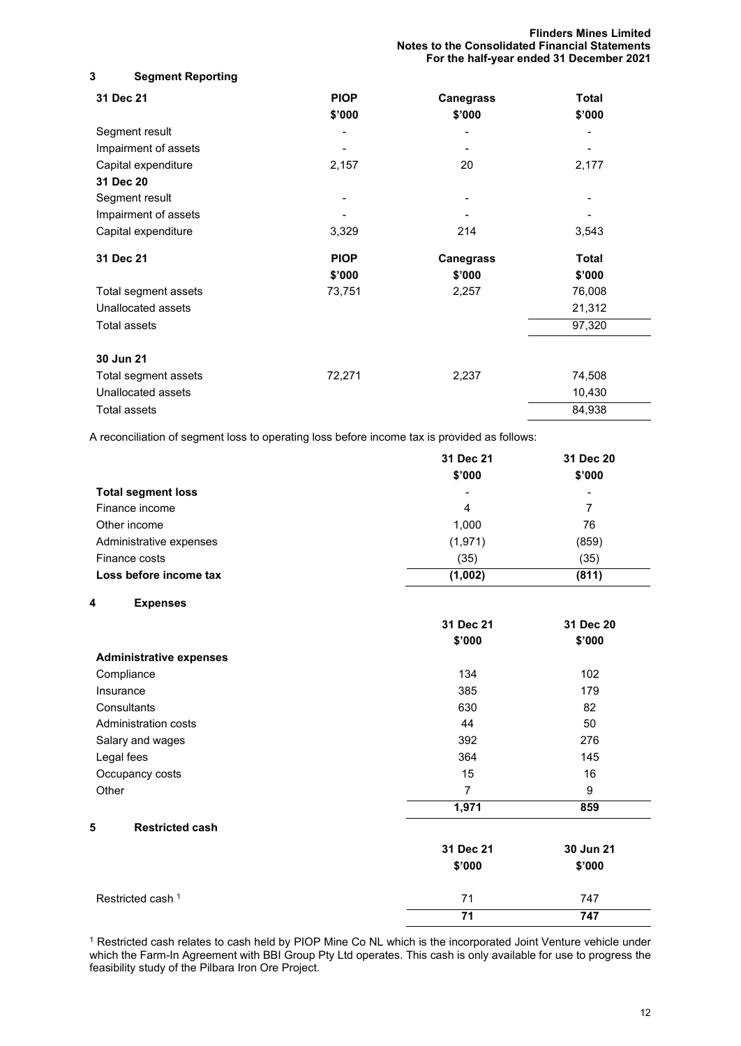## 3 Segment Reporting

| 31 Dec 21 | PIOP $'000 | Canegrass $'000 | Total $'000 |
|---|---|---|---|
| Segment result | - | - | - |
| Impairment of assets | - | - | - |
| Capital expenditure | 2,157 | 20 | 2,177 |
| **31 Dec 20** | | | |
| Segment result | - | - | - |
| Impairment of assets | - | - | - |
| Capital expenditure | 3,329 | 214 | 3,543 |

| 31 Dec 21 | PIOP $'000 | Canegrass $'000 | Total $'000 |
|---|---|---|---|
| Total segment assets | 73,751 | 2,257 | 76,008 |
| Unallocated assets | | | 21,312 |
| Total assets | | | 97,320 |
| **30 Jun 21** | | | |
| Total segment assets | 72,271 | 2,237 | 74,508 |
| Unallocated assets | | | 10,430 |
| Total assets | | | 84,938 |

A reconciliation of segment loss to operating loss before income tax is provided as follows:

| | 31 Dec 21 $'000 | 31 Dec 20 $'000 |
|---|---|---|
| **Total segment loss** | - | - |
| Finance income | 4 | 7 |
| Other income | 1,000 | 76 |
| Administrative expenses | (1,971) | (859) |
| Finance costs | (35) | (35) |
| **Loss before income tax** | **(1,002)** | **(811)** |

## 4 Expenses

| | 31 Dec 21 $'000 | 31 Dec 20 $'000 |
|---|---|---|
| **Administrative expenses** | | |
| Compliance | 134 | 102 |
| Insurance | 385 | 179 |
| Consultants | 630 | 82 |
| Administration costs | 44 | 50 |
| Salary and wages | 392 | 276 |
| Legal fees | 364 | 145 |
| Occupancy costs | 15 | 16 |
| Other | 7 | 9 |
| | **1,971** | **859** |

## 5 Restricted cash

| | 31 Dec 21 $'000 | 30 Jun 21 $'000 |
|---|---|---|
| Restricted cash [1] | 71 | 747 |
| | **71** | **747** |

[1] Restricted cash relates to cash held by PIOP Mine Co NL which is the incorporated Joint Venture vehicle under which the Farm-In Agreement with BBI Group Pty Ltd operates. This cash is only available for use to progress the feasibility study of the Pilbara Iron Ore Project.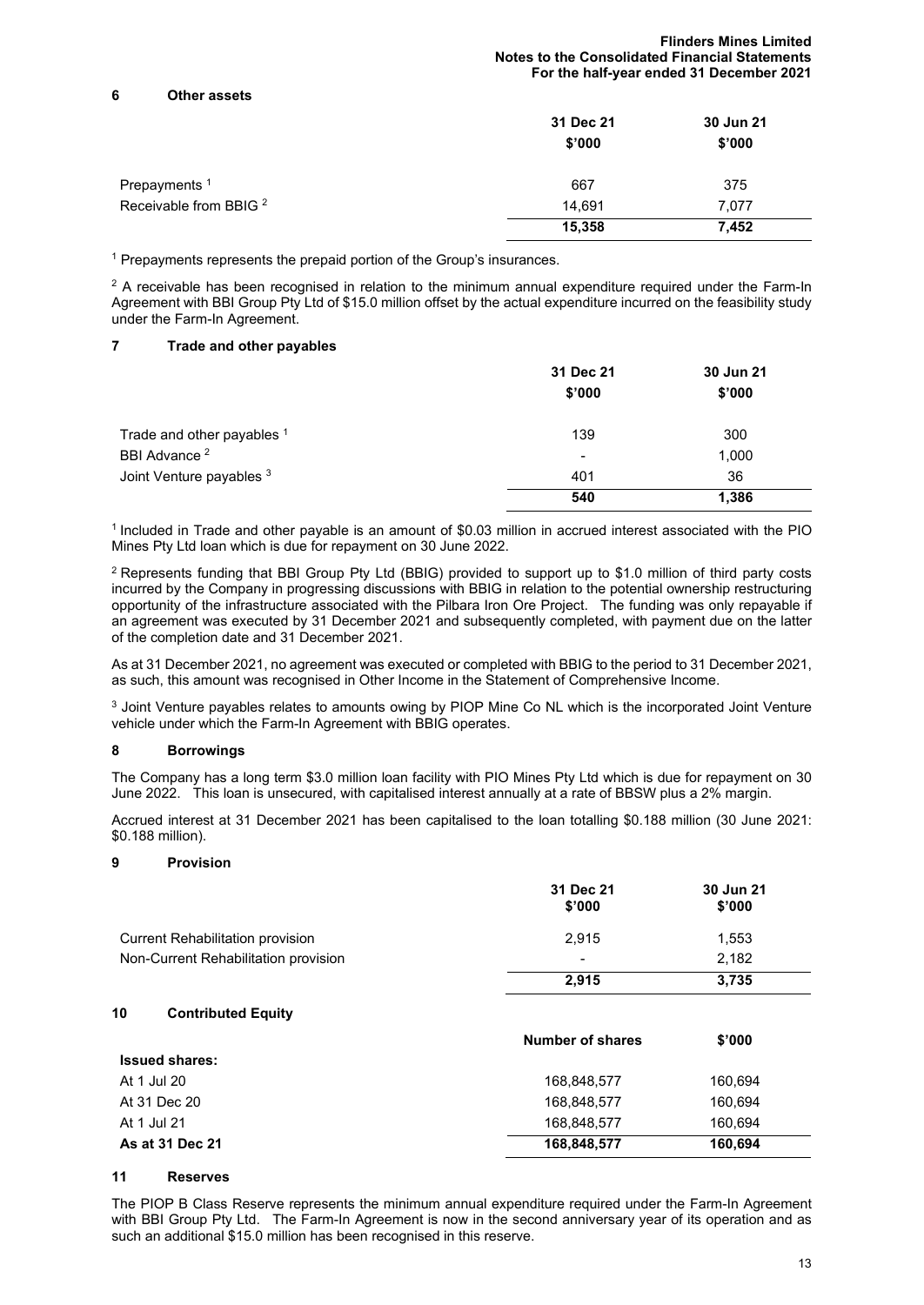## 6 Other assets

| | 31 Dec 21 $'000 | 30 Jun 21 $'000 |
|---|---|---|
| Prepayments [1] | 667 | 375 |
| Receivable from BBIG [2] | 14,691 | 7,077 |
| | **15,358** | **7,452** |

[1] Prepayments represents the prepaid portion of the Group's insurances.

[2] A receivable has been recognised in relation to the minimum annual expenditure required under the Farm-In Agreement with BBI Group Pty Ltd of $15.0 million offset by the actual expenditure incurred on the feasibility study under the Farm-In Agreement.

## 7 Trade and other payables

| | 31 Dec 21 $'000 | 30 Jun 21 $'000 |
|---|---|---|
| Trade and other payables [1] | 139 | 300 |
| BBI Advance [2] | - | 1,000 |
| Joint Venture payables [3] | 401 | 36 |
| | **540** | **1,386** |

[1] Included in Trade and other payable is an amount of $0.03 million in accrued interest associated with the PIO Mines Pty Ltd loan which is due for repayment on 30 June 2022.

[2] Represents funding that BBI Group Pty Ltd (BBIG) provided to support up to $1.0 million of third party costs incurred by the Company in progressing discussions with BBIG in relation to the potential ownership restructuring opportunity of the infrastructure associated with the Pilbara Iron Ore Project. The funding was only repayable if an agreement was executed by 31 December 2021 and subsequently completed, with payment due on the latter of the completion date and 31 December 2021.

As at 31 December 2021, no agreement was executed or completed with BBIG to the period to 31 December 2021, as such, this amount was recognised in Other Income in the Statement of Comprehensive Income.

[3] Joint Venture payables relates to amounts owing by PIOP Mine Co NL which is the incorporated Joint Venture vehicle under which the Farm-In Agreement with BBIG operates.

## 8 Borrowings

The Company has a long term $3.0 million loan facility with PIO Mines Pty Ltd which is due for repayment on 30 June 2022. This loan is unsecured, with capitalised interest annually at a rate of BBSW plus a 2% margin.

Accrued interest at 31 December 2021 has been capitalised to the loan totalling $0.188 million (30 June 2021: $0.188 million).

## 9 Provision

| | 31 Dec 21 $'000 | 30 Jun 21 $'000 |
|---|---|---|
| Current Rehabilitation provision | 2,915 | 1,553 |
| Non-Current Rehabilitation provision | - | 2,182 |
| | **2,915** | **3,735** |

## 10 Contributed Equity

| | Number of shares | $'000 |
|---|---|---|
| **Issued shares:** | | |
| At 1 Jul 20 | 168,848,577 | 160,694 |
| At 31 Dec 20 | 168,848,577 | 160,694 |
| At 1 Jul 21 | 168,848,577 | 160,694 |
| **As at 31 Dec 21** | **168,848,577** | **160,694** |

## 11 Reserves

The PIOP B Class Reserve represents the minimum annual expenditure required under the Farm-In Agreement with BBI Group Pty Ltd. The Farm-In Agreement is now in the second anniversary year of its operation and as such an additional $15.0 million has been recognised in this reserve.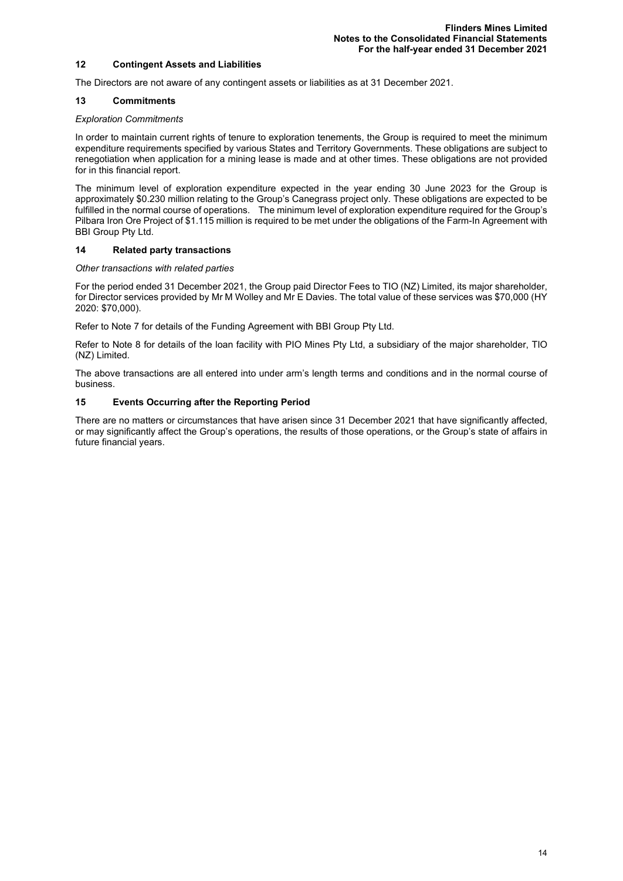## 12 Contingent Assets and Liabilities

The Directors are not aware of any contingent assets or liabilities as at 31 December 2021.

## 13 Commitments

*Exploration Commitments*

In order to maintain current rights of tenure to exploration tenements, the Group is required to meet the minimum expenditure requirements specified by various States and Territory Governments. These obligations are subject to renegotiation when application for a mining lease is made and at other times. These obligations are not provided for in this financial report.

The minimum level of exploration expenditure expected in the year ending 30 June 2023 for the Group is approximately $0.230 million relating to the Group's Canegrass project only. These obligations are expected to be fulfilled in the normal course of operations. The minimum level of exploration expenditure required for the Group's Pilbara Iron Ore Project of $1.115 million is required to be met under the obligations of the Farm-In Agreement with BBI Group Pty Ltd.

## 14 Related party transactions

*Other transactions with related parties*

For the period ended 31 December 2021, the Group paid Director Fees to TIO (NZ) Limited, its major shareholder, for Director services provided by Mr M Wolley and Mr E Davies. The total value of these services was $70,000 (HY 2020: $70,000).

Refer to Note 7 for details of the Funding Agreement with BBI Group Pty Ltd.

Refer to Note 8 for details of the loan facility with PIO Mines Pty Ltd, a subsidiary of the major shareholder, TIO (NZ) Limited.

The above transactions are all entered into under arm's length terms and conditions and in the normal course of business.

## 15 Events Occurring after the Reporting Period

There are no matters or circumstances that have arisen since 31 December 2021 that have significantly affected, or may significantly affect the Group's operations, the results of those operations, or the Group's state of affairs in future financial years.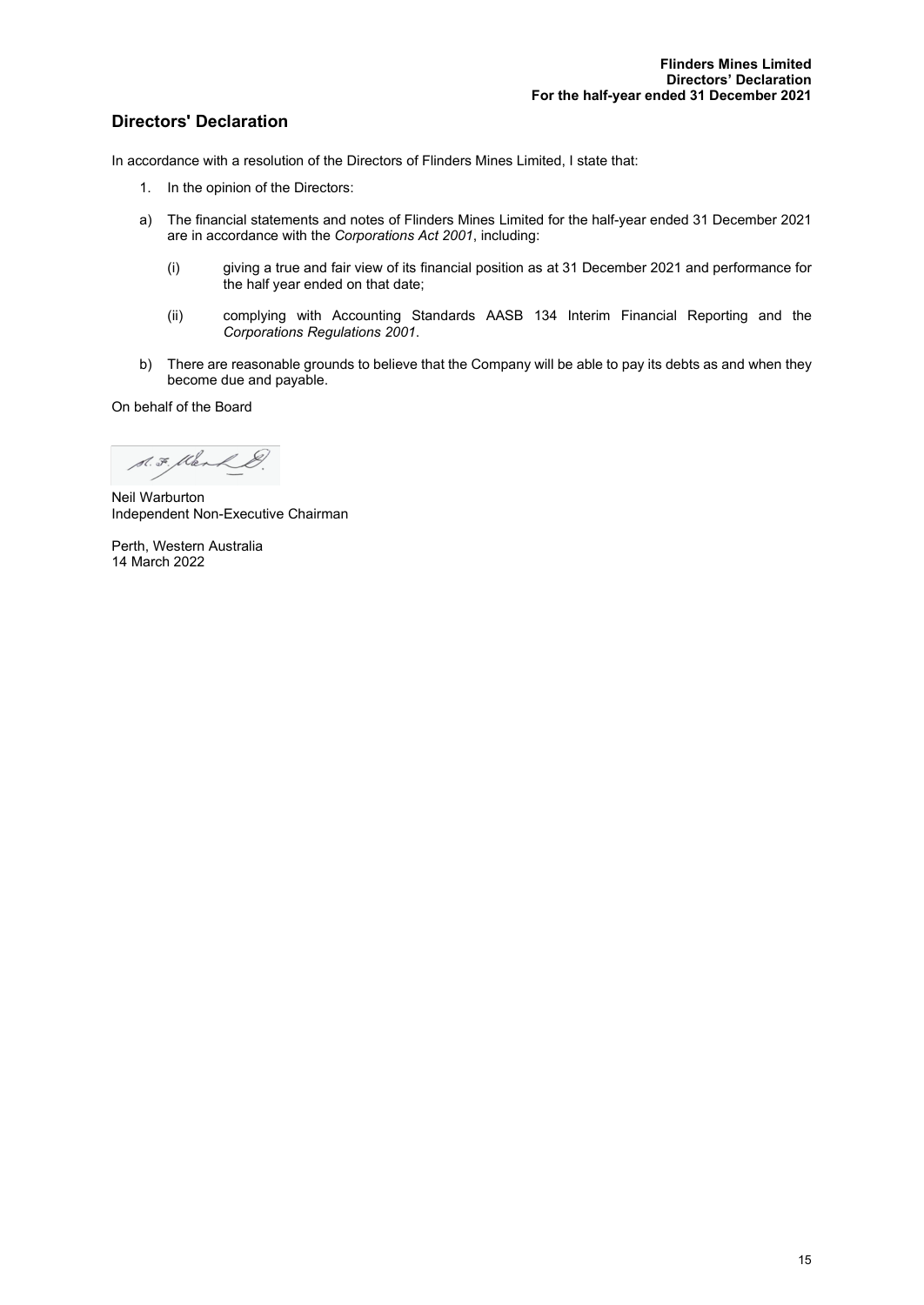## Directors' Declaration

In accordance with a resolution of the Directors of Flinders Mines Limited, I state that:

1. In the opinion of the Directors:

a) The financial statements and notes of Flinders Mines Limited for the half-year ended 31 December 2021 are in accordance with the *Corporations Act 2001*, including:

   (i) giving a true and fair view of its financial position as at 31 December 2021 and performance for the half year ended on that date;

   (ii) complying with Accounting Standards AASB 134 Interim Financial Reporting and the *Corporations Regulations 2001*.

b) There are reasonable grounds to believe that the Company will be able to pay its debts as and when they become due and payable.

On behalf of the Board

Neil Warburton
Independent Non-Executive Chairman

Perth, Western Australia
14 March 2022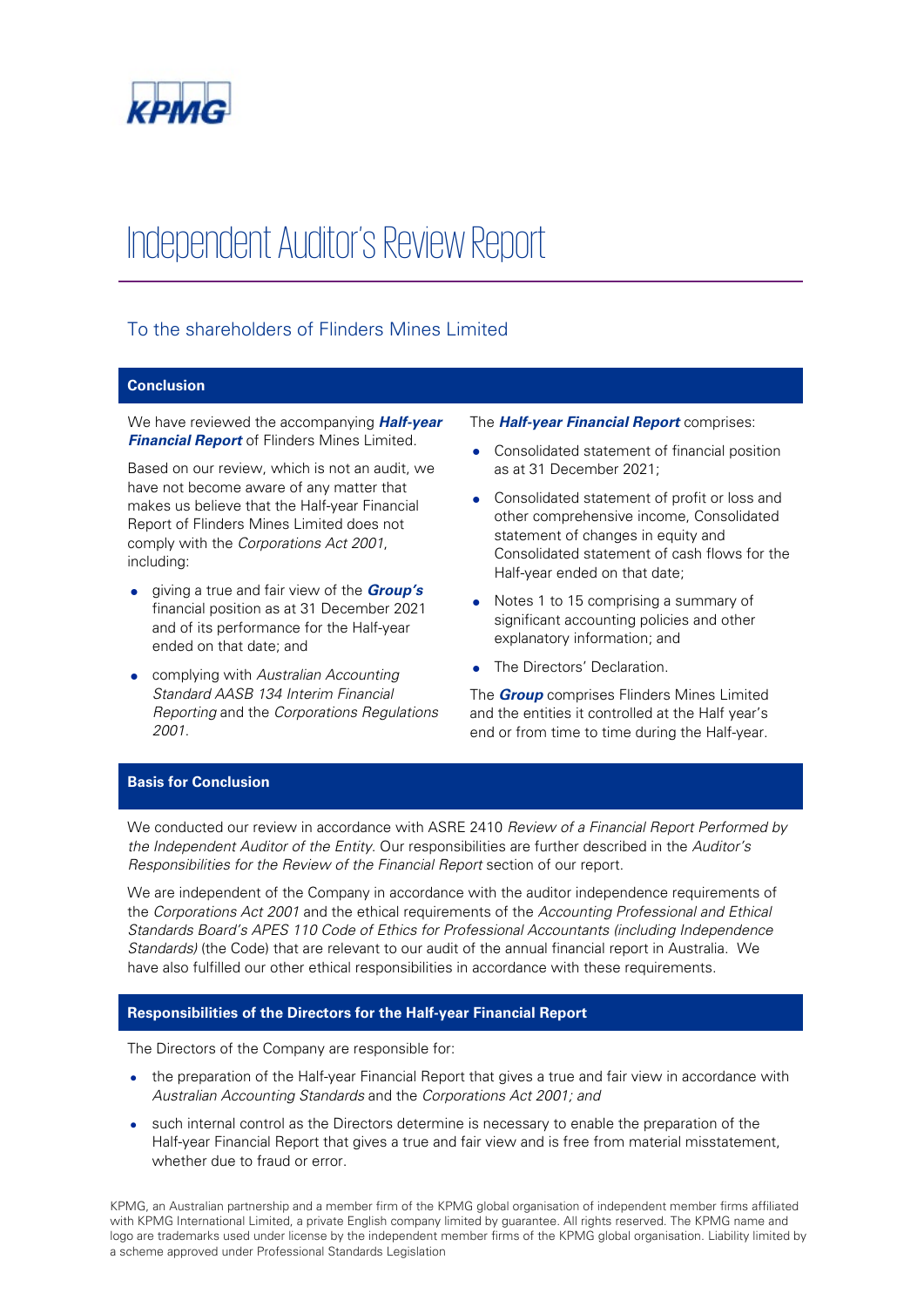# Independent Auditor's Review Report

## To the shareholders of Flinders Mines Limited

### Conclusion

We have reviewed the accompanying ***Half-year Financial Report*** of Flinders Mines Limited.

Based on our review, which is not an audit, we have not become aware of any matter that makes us believe that the Half-year Financial Report of Flinders Mines Limited does not comply with the *Corporations Act 2001*, including:

- giving a true and fair view of the ***Group's*** financial position as at 31 December 2021 and of its performance for the Half-year ended on that date; and
- complying with *Australian Accounting Standard AASB 134 Interim Financial Reporting* and the *Corporations Regulations 2001*.

The ***Half-year Financial Report*** comprises:

- Consolidated statement of financial position as at 31 December 2021;
- Consolidated statement of profit or loss and other comprehensive income, Consolidated statement of changes in equity and Consolidated statement of cash flows for the Half-year ended on that date;
- Notes 1 to 15 comprising a summary of significant accounting policies and other explanatory information; and
- The Directors' Declaration.

The ***Group*** comprises Flinders Mines Limited and the entities it controlled at the Half year's end or from time to time during the Half-year.

### Basis for Conclusion

We conducted our review in accordance with ASRE 2410 *Review of a Financial Report Performed by the Independent Auditor of the Entity*. Our responsibilities are further described in the *Auditor's Responsibilities for the Review of the Financial Report* section of our report.

We are independent of the Company in accordance with the auditor independence requirements of the *Corporations Act 2001* and the ethical requirements of the *Accounting Professional and Ethical Standards Board's APES 110 Code of Ethics for Professional Accountants (including Independence Standards)* (the Code) that are relevant to our audit of the annual financial report in Australia. We have also fulfilled our other ethical responsibilities in accordance with these requirements.

### Responsibilities of the Directors for the Half-year Financial Report

The Directors of the Company are responsible for:

- the preparation of the Half-year Financial Report that gives a true and fair view in accordance with *Australian Accounting Standards* and the *Corporations Act 2001; and*
- such internal control as the Directors determine is necessary to enable the preparation of the Half-year Financial Report that gives a true and fair view and is free from material misstatement, whether due to fraud or error.

KPMG, an Australian partnership and a member firm of the KPMG global organisation of independent member firms affiliated with KPMG International Limited, a private English company limited by guarantee. All rights reserved. The KPMG name and logo are trademarks used under license by the independent member firms of the KPMG global organisation. Liability limited by a scheme approved under Professional Standards Legislation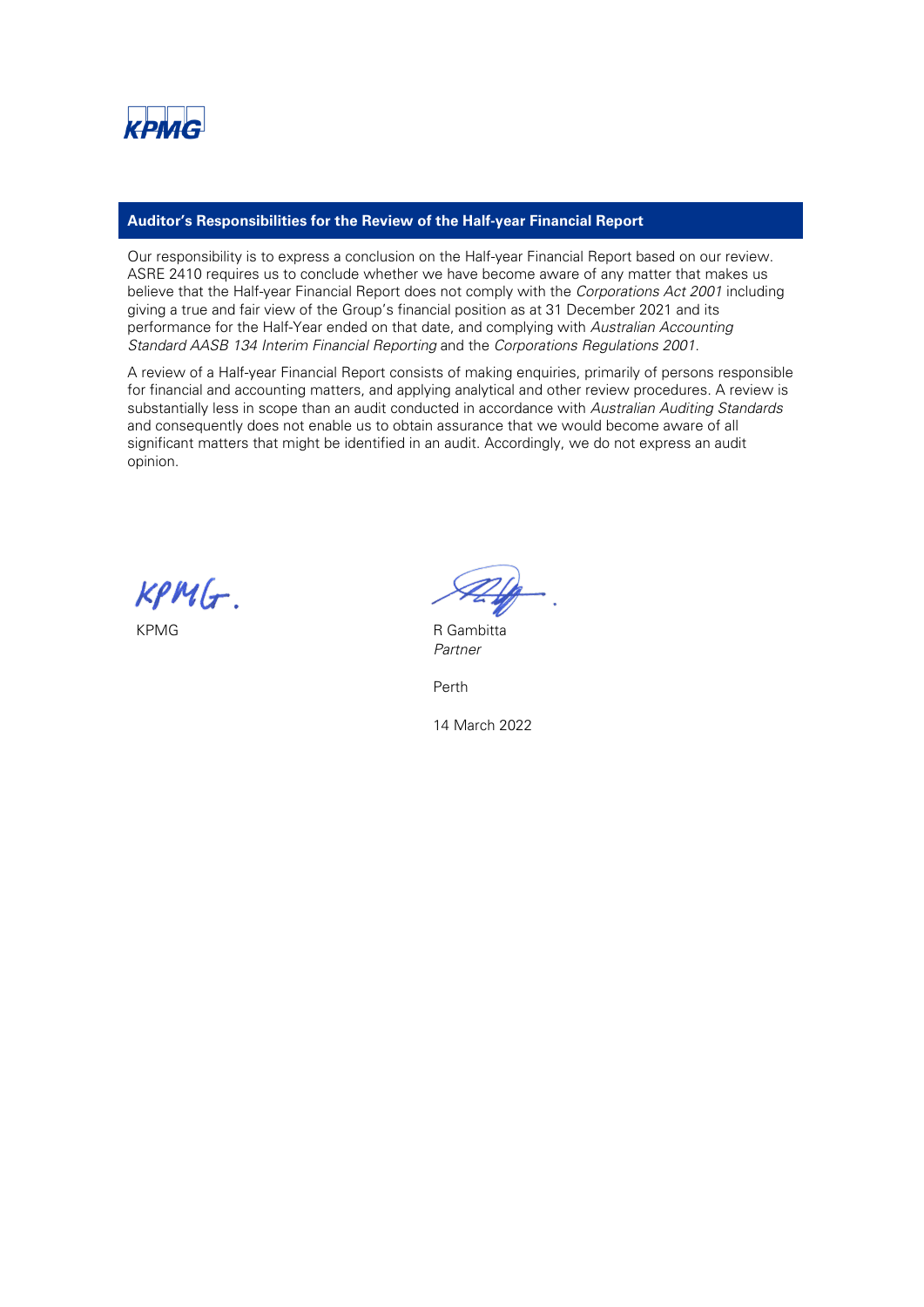## Auditor's Responsibilities for the Review of the Half-year Financial Report

Our responsibility is to express a conclusion on the Half-year Financial Report based on our review. ASRE 2410 requires us to conclude whether we have become aware of any matter that makes us believe that the Half-year Financial Report does not comply with the *Corporations Act 2001* including giving a true and fair view of the Group's financial position as at 31 December 2021 and its performance for the Half-Year ended on that date, and complying with *Australian Accounting Standard AASB 134 Interim Financial Reporting* and the *Corporations Regulations 2001*.

A review of a Half-year Financial Report consists of making enquiries, primarily of persons responsible for financial and accounting matters, and applying analytical and other review procedures. A review is substantially less in scope than an audit conducted in accordance with *Australian Auditing Standards* and consequently does not enable us to obtain assurance that we would become aware of all significant matters that might be identified in an audit. Accordingly, we do not express an audit opinion.

KPMG

R Gambitta
*Partner*

Perth

14 March 2022